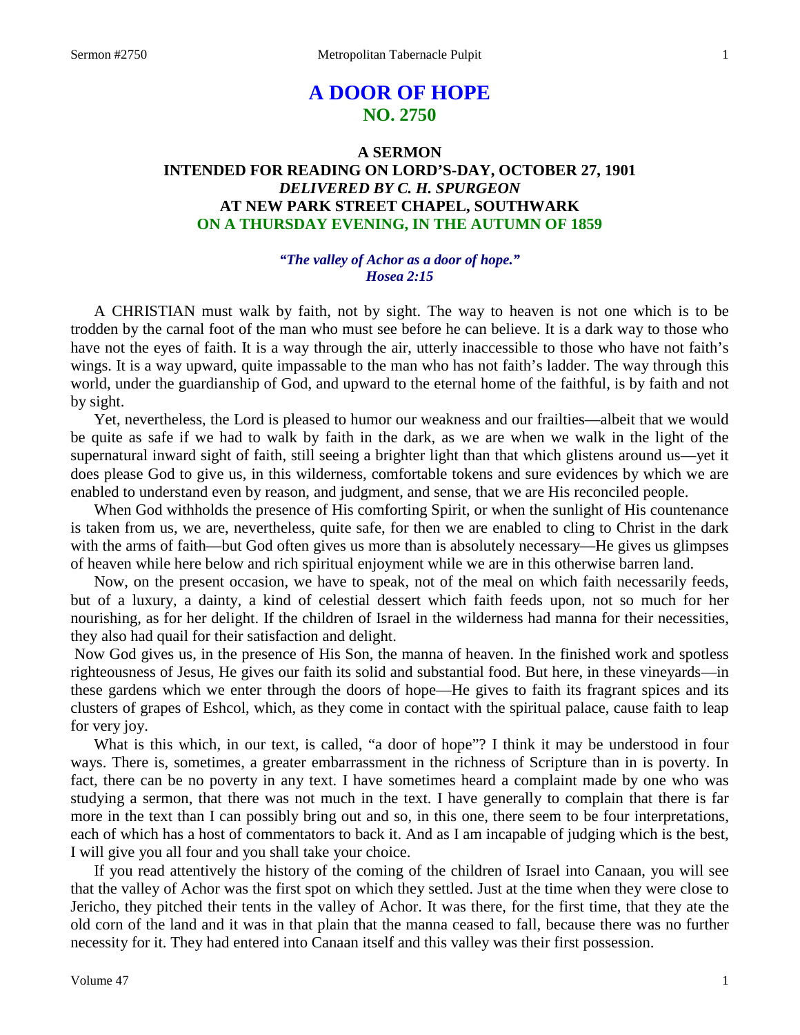# A DOOR OF HOPE
## NO. 2750

### A SERMON
### INTENDED FOR READING ON LORD'S-DAY, OCTOBER 27, 1901
### *DELIVERED BY C. H. SPURGEON*
### AT NEW PARK STREET CHAPEL, SOUTHWARK
### ON A THURSDAY EVENING, IN THE AUTUMN OF 1859

***"The valley of Achor as a door of hope." Hosea 2:15***

A CHRISTIAN must walk by faith, not by sight. The way to heaven is not one which is to be trodden by the carnal foot of the man who must see before he can believe. It is a dark way to those who have not the eyes of faith. It is a way through the air, utterly inaccessible to those who have not faith's wings. It is a way upward, quite impassable to the man who has not faith's ladder. The way through this world, under the guardianship of God, and upward to the eternal home of the faithful, is by faith and not by sight.

Yet, nevertheless, the Lord is pleased to humor our weakness and our frailties—albeit that we would be quite as safe if we had to walk by faith in the dark, as we are when we walk in the light of the supernatural inward sight of faith, still seeing a brighter light than that which glistens around us—yet it does please God to give us, in this wilderness, comfortable tokens and sure evidences by which we are enabled to understand even by reason, and judgment, and sense, that we are His reconciled people.

When God withholds the presence of His comforting Spirit, or when the sunlight of His countenance is taken from us, we are, nevertheless, quite safe, for then we are enabled to cling to Christ in the dark with the arms of faith—but God often gives us more than is absolutely necessary—He gives us glimpses of heaven while here below and rich spiritual enjoyment while we are in this otherwise barren land.

Now, on the present occasion, we have to speak, not of the meal on which faith necessarily feeds, but of a luxury, a dainty, a kind of celestial dessert which faith feeds upon, not so much for her nourishing, as for her delight. If the children of Israel in the wilderness had manna for their necessities, they also had quail for their satisfaction and delight.

Now God gives us, in the presence of His Son, the manna of heaven. In the finished work and spotless righteousness of Jesus, He gives our faith its solid and substantial food. But here, in these vineyards—in these gardens which we enter through the doors of hope—He gives to faith its fragrant spices and its clusters of grapes of Eshcol, which, as they come in contact with the spiritual palace, cause faith to leap for very joy.

What is this which, in our text, is called, "a door of hope"? I think it may be understood in four ways. There is, sometimes, a greater embarrassment in the richness of Scripture than in is poverty. In fact, there can be no poverty in any text. I have sometimes heard a complaint made by one who was studying a sermon, that there was not much in the text. I have generally to complain that there is far more in the text than I can possibly bring out and so, in this one, there seem to be four interpretations, each of which has a host of commentators to back it. And as I am incapable of judging which is the best, I will give you all four and you shall take your choice.

If you read attentively the history of the coming of the children of Israel into Canaan, you will see that the valley of Achor was the first spot on which they settled. Just at the time when they were close to Jericho, they pitched their tents in the valley of Achor. It was there, for the first time, that they ate the old corn of the land and it was in that plain that the manna ceased to fall, because there was no further necessity for it. They had entered into Canaan itself and this valley was their first possession.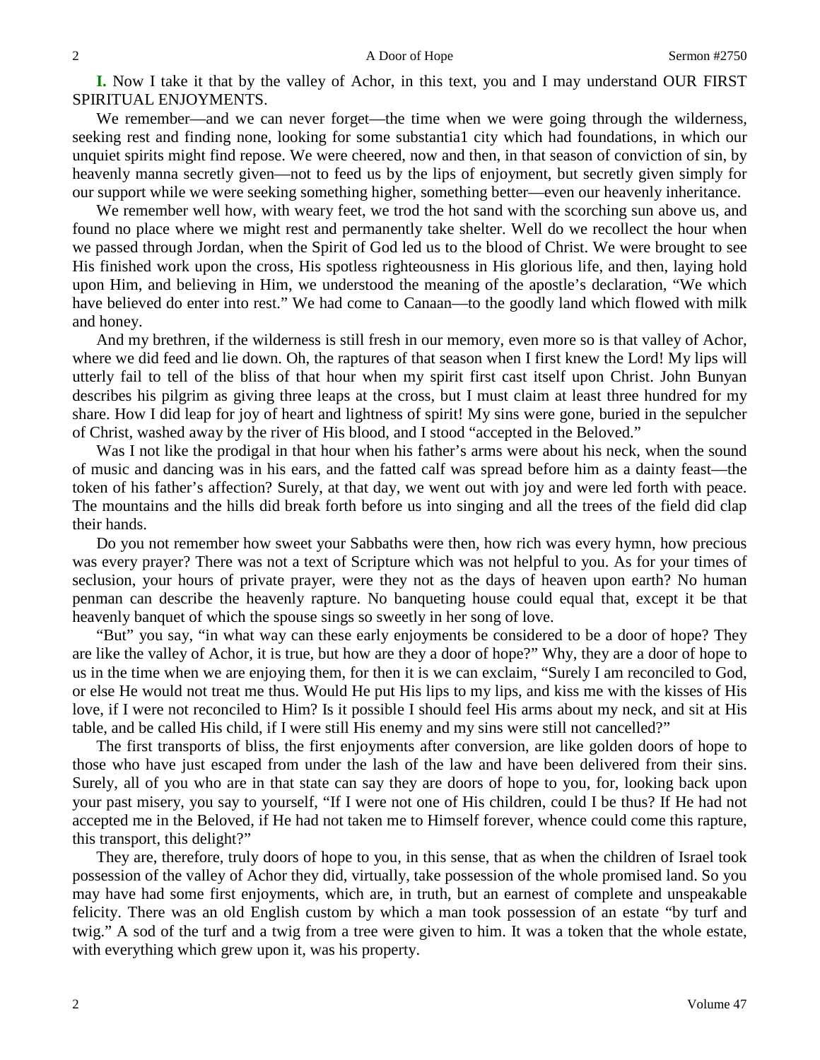**I.** Now I take it that by the valley of Achor, in this text, you and I may understand OUR FIRST SPIRITUAL ENJOYMENTS.

We remember—and we can never forget—the time when we were going through the wilderness, seeking rest and finding none, looking for some substantia1 city which had foundations, in which our unquiet spirits might find repose. We were cheered, now and then, in that season of conviction of sin, by heavenly manna secretly given—not to feed us by the lips of enjoyment, but secretly given simply for our support while we were seeking something higher, something better—even our heavenly inheritance.

We remember well how, with weary feet, we trod the hot sand with the scorching sun above us, and found no place where we might rest and permanently take shelter. Well do we recollect the hour when we passed through Jordan, when the Spirit of God led us to the blood of Christ. We were brought to see His finished work upon the cross, His spotless righteousness in His glorious life, and then, laying hold upon Him, and believing in Him, we understood the meaning of the apostle's declaration, "We which have believed do enter into rest." We had come to Canaan—to the goodly land which flowed with milk and honey.

And my brethren, if the wilderness is still fresh in our memory, even more so is that valley of Achor, where we did feed and lie down. Oh, the raptures of that season when I first knew the Lord! My lips will utterly fail to tell of the bliss of that hour when my spirit first cast itself upon Christ. John Bunyan describes his pilgrim as giving three leaps at the cross, but I must claim at least three hundred for my share. How I did leap for joy of heart and lightness of spirit! My sins were gone, buried in the sepulcher of Christ, washed away by the river of His blood, and I stood "accepted in the Beloved."

Was I not like the prodigal in that hour when his father's arms were about his neck, when the sound of music and dancing was in his ears, and the fatted calf was spread before him as a dainty feast—the token of his father's affection? Surely, at that day, we went out with joy and were led forth with peace. The mountains and the hills did break forth before us into singing and all the trees of the field did clap their hands.

Do you not remember how sweet your Sabbaths were then, how rich was every hymn, how precious was every prayer? There was not a text of Scripture which was not helpful to you. As for your times of seclusion, your hours of private prayer, were they not as the days of heaven upon earth? No human penman can describe the heavenly rapture. No banqueting house could equal that, except it be that heavenly banquet of which the spouse sings so sweetly in her song of love.

"But" you say, "in what way can these early enjoyments be considered to be a door of hope? They are like the valley of Achor, it is true, but how are they a door of hope?" Why, they are a door of hope to us in the time when we are enjoying them, for then it is we can exclaim, "Surely I am reconciled to God, or else He would not treat me thus. Would He put His lips to my lips, and kiss me with the kisses of His love, if I were not reconciled to Him? Is it possible I should feel His arms about my neck, and sit at His table, and be called His child, if I were still His enemy and my sins were still not cancelled?"

The first transports of bliss, the first enjoyments after conversion, are like golden doors of hope to those who have just escaped from under the lash of the law and have been delivered from their sins. Surely, all of you who are in that state can say they are doors of hope to you, for, looking back upon your past misery, you say to yourself, "If I were not one of His children, could I be thus? If He had not accepted me in the Beloved, if He had not taken me to Himself forever, whence could come this rapture, this transport, this delight?"

They are, therefore, truly doors of hope to you, in this sense, that as when the children of Israel took possession of the valley of Achor they did, virtually, take possession of the whole promised land. So you may have had some first enjoyments, which are, in truth, but an earnest of complete and unspeakable felicity. There was an old English custom by which a man took possession of an estate "by turf and twig." A sod of the turf and a twig from a tree were given to him. It was a token that the whole estate, with everything which grew upon it, was his property.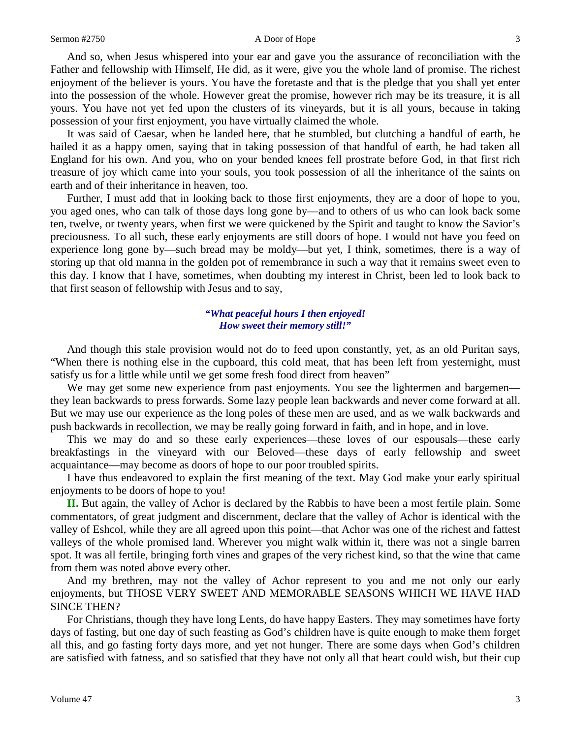And so, when Jesus whispered into your ear and gave you the assurance of reconciliation with the Father and fellowship with Himself, He did, as it were, give you the whole land of promise. The richest enjoyment of the believer is yours. You have the foretaste and that is the pledge that you shall yet enter into the possession of the whole. However great the promise, however rich may be its treasure, it is all yours. You have not yet fed upon the clusters of its vineyards, but it is all yours, because in taking possession of your first enjoyment, you have virtually claimed the whole.

It was said of Caesar, when he landed here, that he stumbled, but clutching a handful of earth, he hailed it as a happy omen, saying that in taking possession of that handful of earth, he had taken all England for his own. And you, who on your bended knees fell prostrate before God, in that first rich treasure of joy which came into your souls, you took possession of all the inheritance of the saints on earth and of their inheritance in heaven, too.

Further, I must add that in looking back to those first enjoyments, they are a door of hope to you, you aged ones, who can talk of those days long gone by—and to others of us who can look back some ten, twelve, or twenty years, when first we were quickened by the Spirit and taught to know the Savior's preciousness. To all such, these early enjoyments are still doors of hope. I would not have you feed on experience long gone by—such bread may be moldy—but yet, I think, sometimes, there is a way of storing up that old manna in the golden pot of remembrance in such a way that it remains sweet even to this day. I know that I have, sometimes, when doubting my interest in Christ, been led to look back to that first season of fellowship with Jesus and to say,

> ***"What peaceful hours I then enjoyed!***
> ***How sweet their memory still!"***

And though this stale provision would not do to feed upon constantly, yet, as an old Puritan says, "When there is nothing else in the cupboard, this cold meat, that has been left from yesternight, must satisfy us for a little while until we get some fresh food direct from heaven"

We may get some new experience from past enjoyments. You see the lightermen and bargemen—they lean backwards to press forwards. Some lazy people lean backwards and never come forward at all. But we may use our experience as the long poles of these men are used, and as we walk backwards and push backwards in recollection, we may be really going forward in faith, and in hope, and in love.

This we may do and so these early experiences—these loves of our espousals—these early breakfastings in the vineyard with our Beloved—these days of early fellowship and sweet acquaintance—may become as doors of hope to our poor troubled spirits.

I have thus endeavored to explain the first meaning of the text. May God make your early spiritual enjoyments to be doors of hope to you!

**II.** But again, the valley of Achor is declared by the Rabbis to have been a most fertile plain. Some commentators, of great judgment and discernment, declare that the valley of Achor is identical with the valley of Eshcol, while they are all agreed upon this point—that Achor was one of the richest and fattest valleys of the whole promised land. Wherever you might walk within it, there was not a single barren spot. It was all fertile, bringing forth vines and grapes of the very richest kind, so that the wine that came from them was noted above every other.

And my brethren, may not the valley of Achor represent to you and me not only our early enjoyments, but THOSE VERY SWEET AND MEMORABLE SEASONS WHICH WE HAVE HAD SINCE THEN?

For Christians, though they have long Lents, do have happy Easters. They may sometimes have forty days of fasting, but one day of such feasting as God's children have is quite enough to make them forget all this, and go fasting forty days more, and yet not hunger. There are some days when God's children are satisfied with fatness, and so satisfied that they have not only all that heart could wish, but their cup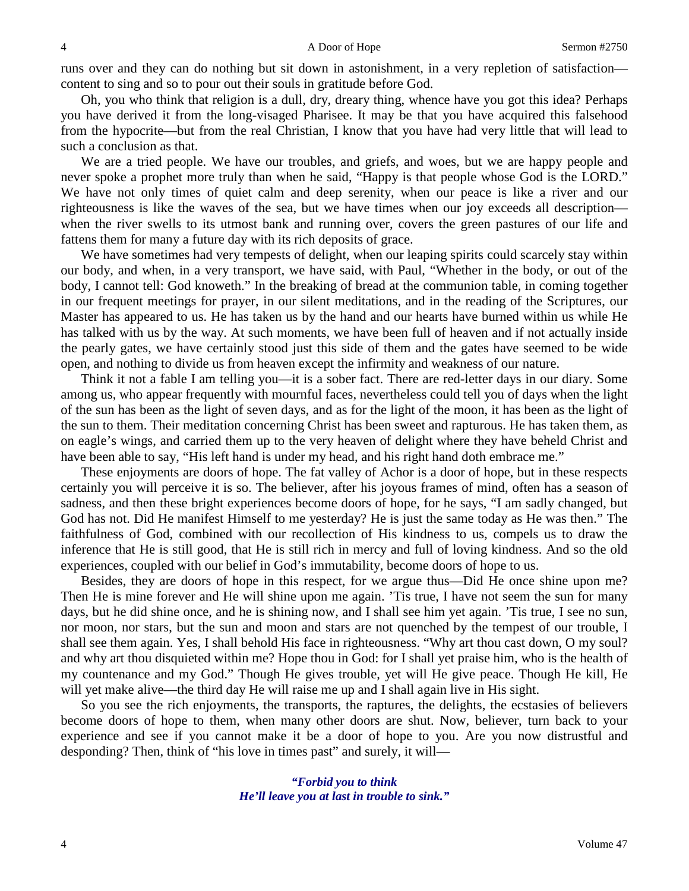runs over and they can do nothing but sit down in astonishment, in a very repletion of satisfaction—content to sing and so to pour out their souls in gratitude before God.

Oh, you who think that religion is a dull, dry, dreary thing, whence have you got this idea? Perhaps you have derived it from the long-visaged Pharisee. It may be that you have acquired this falsehood from the hypocrite—but from the real Christian, I know that you have had very little that will lead to such a conclusion as that.

We are a tried people. We have our troubles, and griefs, and woes, but we are happy people and never spoke a prophet more truly than when he said, "Happy is that people whose God is the LORD." We have not only times of quiet calm and deep serenity, when our peace is like a river and our righteousness is like the waves of the sea, but we have times when our joy exceeds all description—when the river swells to its utmost bank and running over, covers the green pastures of our life and fattens them for many a future day with its rich deposits of grace.

We have sometimes had very tempests of delight, when our leaping spirits could scarcely stay within our body, and when, in a very transport, we have said, with Paul, "Whether in the body, or out of the body, I cannot tell: God knoweth." In the breaking of bread at the communion table, in coming together in our frequent meetings for prayer, in our silent meditations, and in the reading of the Scriptures, our Master has appeared to us. He has taken us by the hand and our hearts have burned within us while He has talked with us by the way. At such moments, we have been full of heaven and if not actually inside the pearly gates, we have certainly stood just this side of them and the gates have seemed to be wide open, and nothing to divide us from heaven except the infirmity and weakness of our nature.

Think it not a fable I am telling you—it is a sober fact. There are red-letter days in our diary. Some among us, who appear frequently with mournful faces, nevertheless could tell you of days when the light of the sun has been as the light of seven days, and as for the light of the moon, it has been as the light of the sun to them. Their meditation concerning Christ has been sweet and rapturous. He has taken them, as on eagle's wings, and carried them up to the very heaven of delight where they have beheld Christ and have been able to say, "His left hand is under my head, and his right hand doth embrace me."

These enjoyments are doors of hope. The fat valley of Achor is a door of hope, but in these respects certainly you will perceive it is so. The believer, after his joyous frames of mind, often has a season of sadness, and then these bright experiences become doors of hope, for he says, "I am sadly changed, but God has not. Did He manifest Himself to me yesterday? He is just the same today as He was then." The faithfulness of God, combined with our recollection of His kindness to us, compels us to draw the inference that He is still good, that He is still rich in mercy and full of loving kindness. And so the old experiences, coupled with our belief in God's immutability, become doors of hope to us.

Besides, they are doors of hope in this respect, for we argue thus—Did He once shine upon me? Then He is mine forever and He will shine upon me again. 'Tis true, I have not seem the sun for many days, but he did shine once, and he is shining now, and I shall see him yet again. 'Tis true, I see no sun, nor moon, nor stars, but the sun and moon and stars are not quenched by the tempest of our trouble, I shall see them again. Yes, I shall behold His face in righteousness. "Why art thou cast down, O my soul? and why art thou disquieted within me? Hope thou in God: for I shall yet praise him, who is the health of my countenance and my God." Though He gives trouble, yet will He give peace. Though He kill, He will yet make alive—the third day He will raise me up and I shall again live in His sight.

So you see the rich enjoyments, the transports, the raptures, the delights, the ecstasies of believers become doors of hope to them, when many other doors are shut. Now, believer, turn back to your experience and see if you cannot make it be a door of hope to you. Are you now distrustful and desponding? Then, think of "his love in times past" and surely, it will—

> ***"Forbid you to think***
> ***He'll leave you at last in trouble to sink."***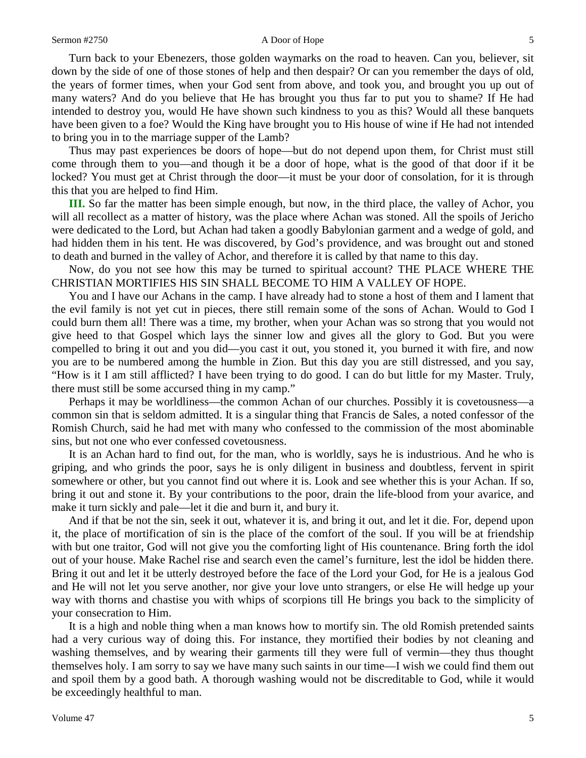Turn back to your Ebenezers, those golden waymarks on the road to heaven. Can you, believer, sit down by the side of one of those stones of help and then despair? Or can you remember the days of old, the years of former times, when your God sent from above, and took you, and brought you up out of many waters? And do you believe that He has brought you thus far to put you to shame? If He had intended to destroy you, would He have shown such kindness to you as this? Would all these banquets have been given to a foe? Would the King have brought you to His house of wine if He had not intended to bring you in to the marriage supper of the Lamb?

Thus may past experiences be doors of hope—but do not depend upon them, for Christ must still come through them to you—and though it be a door of hope, what is the good of that door if it be locked? You must get at Christ through the door—it must be your door of consolation, for it is through this that you are helped to find Him.

**III.** So far the matter has been simple enough, but now, in the third place, the valley of Achor, you will all recollect as a matter of history, was the place where Achan was stoned. All the spoils of Jericho were dedicated to the Lord, but Achan had taken a goodly Babylonian garment and a wedge of gold, and had hidden them in his tent. He was discovered, by God's providence, and was brought out and stoned to death and burned in the valley of Achor, and therefore it is called by that name to this day.

Now, do you not see how this may be turned to spiritual account? THE PLACE WHERE THE CHRISTIAN MORTIFIES HIS SIN SHALL BECOME TO HIM A VALLEY OF HOPE.

You and I have our Achans in the camp. I have already had to stone a host of them and I lament that the evil family is not yet cut in pieces, there still remain some of the sons of Achan. Would to God I could burn them all! There was a time, my brother, when your Achan was so strong that you would not give heed to that Gospel which lays the sinner low and gives all the glory to God. But you were compelled to bring it out and you did—you cast it out, you stoned it, you burned it with fire, and now you are to be numbered among the humble in Zion. But this day you are still distressed, and you say, "How is it I am still afflicted? I have been trying to do good. I can do but little for my Master. Truly, there must still be some accursed thing in my camp."

Perhaps it may be worldliness—the common Achan of our churches. Possibly it is covetousness—a common sin that is seldom admitted. It is a singular thing that Francis de Sales, a noted confessor of the Romish Church, said he had met with many who confessed to the commission of the most abominable sins, but not one who ever confessed covetousness.

It is an Achan hard to find out, for the man, who is worldly, says he is industrious. And he who is griping, and who grinds the poor, says he is only diligent in business and doubtless, fervent in spirit somewhere or other, but you cannot find out where it is. Look and see whether this is your Achan. If so, bring it out and stone it. By your contributions to the poor, drain the life-blood from your avarice, and make it turn sickly and pale—let it die and burn it, and bury it.

And if that be not the sin, seek it out, whatever it is, and bring it out, and let it die. For, depend upon it, the place of mortification of sin is the place of the comfort of the soul. If you will be at friendship with but one traitor, God will not give you the comforting light of His countenance. Bring forth the idol out of your house. Make Rachel rise and search even the camel's furniture, lest the idol be hidden there. Bring it out and let it be utterly destroyed before the face of the Lord your God, for He is a jealous God and He will not let you serve another, nor give your love unto strangers, or else He will hedge up your way with thorns and chastise you with whips of scorpions till He brings you back to the simplicity of your consecration to Him.

It is a high and noble thing when a man knows how to mortify sin. The old Romish pretended saints had a very curious way of doing this. For instance, they mortified their bodies by not cleaning and washing themselves, and by wearing their garments till they were full of vermin—they thus thought themselves holy. I am sorry to say we have many such saints in our time—I wish we could find them out and spoil them by a good bath. A thorough washing would not be discreditable to God, while it would be exceedingly healthful to man.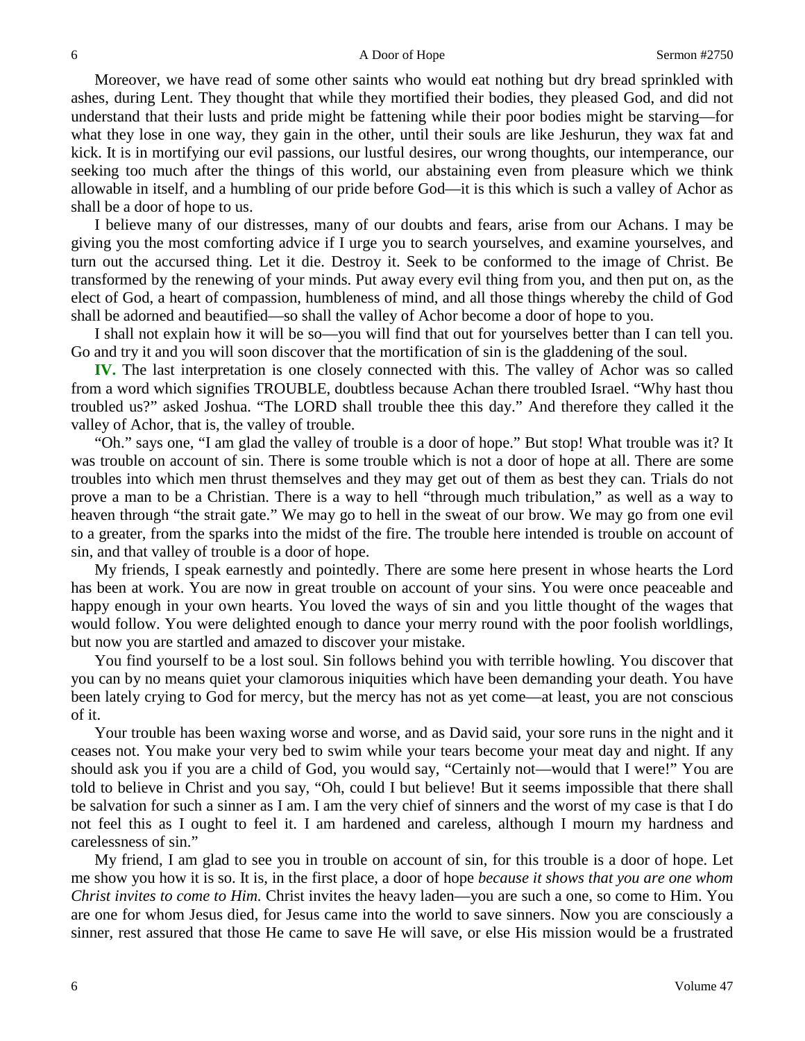Moreover, we have read of some other saints who would eat nothing but dry bread sprinkled with ashes, during Lent. They thought that while they mortified their bodies, they pleased God, and did not understand that their lusts and pride might be fattening while their poor bodies might be starving—for what they lose in one way, they gain in the other, until their souls are like Jeshurun, they wax fat and kick. It is in mortifying our evil passions, our lustful desires, our wrong thoughts, our intemperance, our seeking too much after the things of this world, our abstaining even from pleasure which we think allowable in itself, and a humbling of our pride before God—it is this which is such a valley of Achor as shall be a door of hope to us.

I believe many of our distresses, many of our doubts and fears, arise from our Achans. I may be giving you the most comforting advice if I urge you to search yourselves, and examine yourselves, and turn out the accursed thing. Let it die. Destroy it. Seek to be conformed to the image of Christ. Be transformed by the renewing of your minds. Put away every evil thing from you, and then put on, as the elect of God, a heart of compassion, humbleness of mind, and all those things whereby the child of God shall be adorned and beautified—so shall the valley of Achor become a door of hope to you.

I shall not explain how it will be so—you will find that out for yourselves better than I can tell you. Go and try it and you will soon discover that the mortification of sin is the gladdening of the soul.

**IV.** The last interpretation is one closely connected with this. The valley of Achor was so called from a word which signifies TROUBLE, doubtless because Achan there troubled Israel. "Why hast thou troubled us?" asked Joshua. "The LORD shall trouble thee this day." And therefore they called it the valley of Achor, that is, the valley of trouble.

"Oh." says one, "I am glad the valley of trouble is a door of hope." But stop! What trouble was it? It was trouble on account of sin. There is some trouble which is not a door of hope at all. There are some troubles into which men thrust themselves and they may get out of them as best they can. Trials do not prove a man to be a Christian. There is a way to hell "through much tribulation," as well as a way to heaven through "the strait gate." We may go to hell in the sweat of our brow. We may go from one evil to a greater, from the sparks into the midst of the fire. The trouble here intended is trouble on account of sin, and that valley of trouble is a door of hope.

My friends, I speak earnestly and pointedly. There are some here present in whose hearts the Lord has been at work. You are now in great trouble on account of your sins. You were once peaceable and happy enough in your own hearts. You loved the ways of sin and you little thought of the wages that would follow. You were delighted enough to dance your merry round with the poor foolish worldlings, but now you are startled and amazed to discover your mistake.

You find yourself to be a lost soul. Sin follows behind you with terrible howling. You discover that you can by no means quiet your clamorous iniquities which have been demanding your death. You have been lately crying to God for mercy, but the mercy has not as yet come—at least, you are not conscious of it.

Your trouble has been waxing worse and worse, and as David said, your sore runs in the night and it ceases not. You make your very bed to swim while your tears become your meat day and night. If any should ask you if you are a child of God, you would say, "Certainly not—would that I were!" You are told to believe in Christ and you say, "Oh, could I but believe! But it seems impossible that there shall be salvation for such a sinner as I am. I am the very chief of sinners and the worst of my case is that I do not feel this as I ought to feel it. I am hardened and careless, although I mourn my hardness and carelessness of sin."

My friend, I am glad to see you in trouble on account of sin, for this trouble is a door of hope. Let me show you how it is so. It is, in the first place, a door of hope *because it shows that you are one whom Christ invites to come to Him.* Christ invites the heavy laden—you are such a one, so come to Him. You are one for whom Jesus died, for Jesus came into the world to save sinners. Now you are consciously a sinner, rest assured that those He came to save He will save, or else His mission would be a frustrated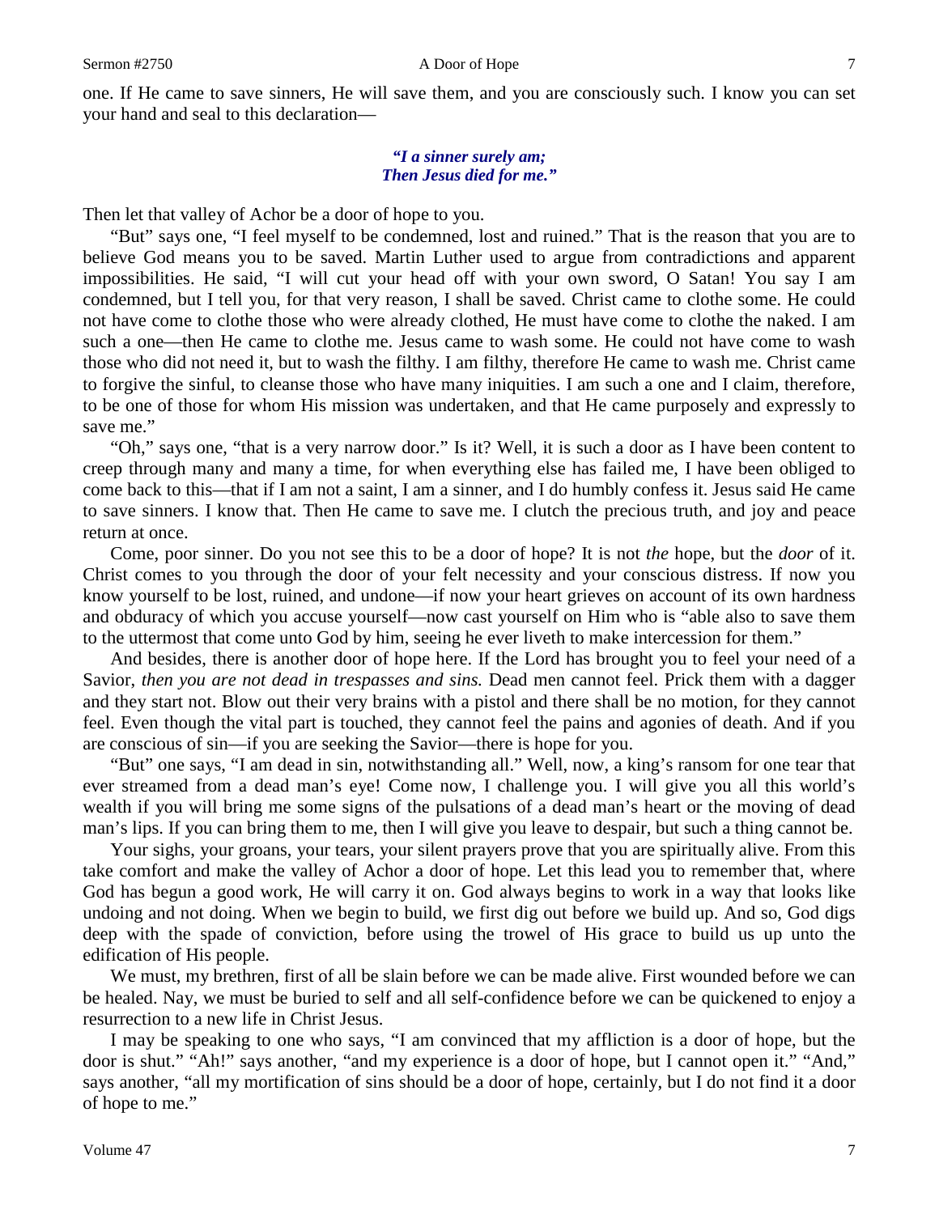one. If He came to save sinners, He will save them, and you are consciously such. I know you can set your hand and seal to this declaration—

> ***"I a sinner surely am;***
> ***Then Jesus died for me."***

Then let that valley of Achor be a door of hope to you.

"But" says one, "I feel myself to be condemned, lost and ruined." That is the reason that you are to believe God means you to be saved. Martin Luther used to argue from contradictions and apparent impossibilities. He said, "I will cut your head off with your own sword, O Satan! You say I am condemned, but I tell you, for that very reason, I shall be saved. Christ came to clothe some. He could not have come to clothe those who were already clothed, He must have come to clothe the naked. I am such a one—then He came to clothe me. Jesus came to wash some. He could not have come to wash those who did not need it, but to wash the filthy. I am filthy, therefore He came to wash me. Christ came to forgive the sinful, to cleanse those who have many iniquities. I am such a one and I claim, therefore, to be one of those for whom His mission was undertaken, and that He came purposely and expressly to save me."

"Oh," says one, "that is a very narrow door." Is it? Well, it is such a door as I have been content to creep through many and many a time, for when everything else has failed me, I have been obliged to come back to this—that if I am not a saint, I am a sinner, and I do humbly confess it. Jesus said He came to save sinners. I know that. Then He came to save me. I clutch the precious truth, and joy and peace return at once.

Come, poor sinner. Do you not see this to be a door of hope? It is not *the* hope, but the *door* of it. Christ comes to you through the door of your felt necessity and your conscious distress. If now you know yourself to be lost, ruined, and undone—if now your heart grieves on account of its own hardness and obduracy of which you accuse yourself—now cast yourself on Him who is "able also to save them to the uttermost that come unto God by him, seeing he ever liveth to make intercession for them."

And besides, there is another door of hope here. If the Lord has brought you to feel your need of a Savior, *then you are not dead in trespasses and sins.* Dead men cannot feel. Prick them with a dagger and they start not. Blow out their very brains with a pistol and there shall be no motion, for they cannot feel. Even though the vital part is touched, they cannot feel the pains and agonies of death. And if you are conscious of sin—if you are seeking the Savior—there is hope for you.

"But" one says, "I am dead in sin, notwithstanding all." Well, now, a king's ransom for one tear that ever streamed from a dead man's eye! Come now, I challenge you. I will give you all this world's wealth if you will bring me some signs of the pulsations of a dead man's heart or the moving of dead man's lips. If you can bring them to me, then I will give you leave to despair, but such a thing cannot be.

Your sighs, your groans, your tears, your silent prayers prove that you are spiritually alive. From this take comfort and make the valley of Achor a door of hope. Let this lead you to remember that, where God has begun a good work, He will carry it on. God always begins to work in a way that looks like undoing and not doing. When we begin to build, we first dig out before we build up. And so, God digs deep with the spade of conviction, before using the trowel of His grace to build us up unto the edification of His people.

We must, my brethren, first of all be slain before we can be made alive. First wounded before we can be healed. Nay, we must be buried to self and all self-confidence before we can be quickened to enjoy a resurrection to a new life in Christ Jesus.

I may be speaking to one who says, "I am convinced that my affliction is a door of hope, but the door is shut." "Ah!" says another, "and my experience is a door of hope, but I cannot open it." "And," says another, "all my mortification of sins should be a door of hope, certainly, but I do not find it a door of hope to me."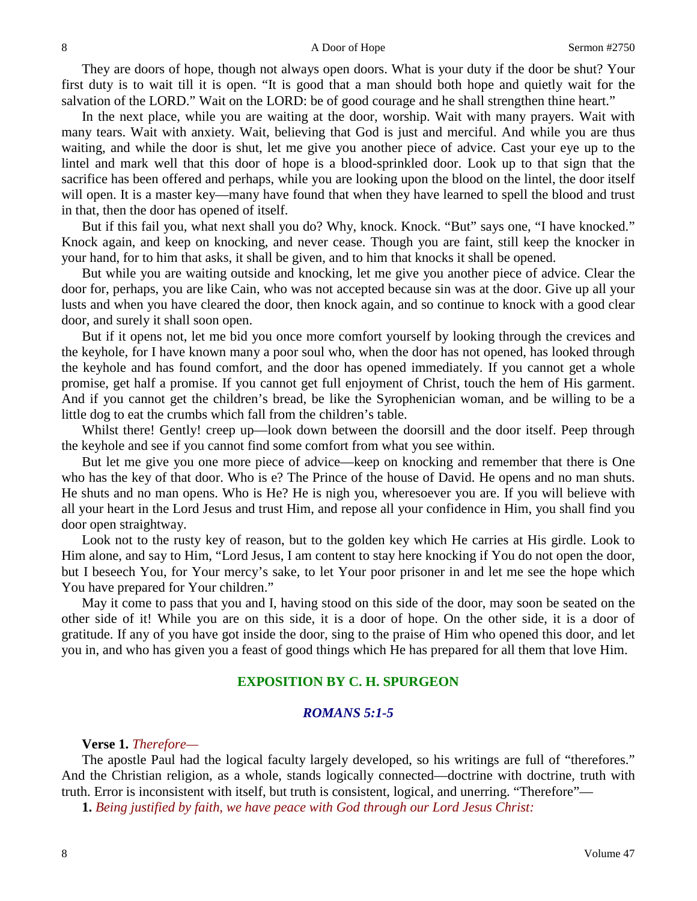They are doors of hope, though not always open doors. What is your duty if the door be shut? Your first duty is to wait till it is open. "It is good that a man should both hope and quietly wait for the salvation of the LORD." Wait on the LORD: be of good courage and he shall strengthen thine heart."

In the next place, while you are waiting at the door, worship. Wait with many prayers. Wait with many tears. Wait with anxiety. Wait, believing that God is just and merciful. And while you are thus waiting, and while the door is shut, let me give you another piece of advice. Cast your eye up to the lintel and mark well that this door of hope is a blood-sprinkled door. Look up to that sign that the sacrifice has been offered and perhaps, while you are looking upon the blood on the lintel, the door itself will open. It is a master key—many have found that when they have learned to spell the blood and trust in that, then the door has opened of itself.

But if this fail you, what next shall you do? Why, knock. Knock. "But" says one, "I have knocked." Knock again, and keep on knocking, and never cease. Though you are faint, still keep the knocker in your hand, for to him that asks, it shall be given, and to him that knocks it shall be opened.

But while you are waiting outside and knocking, let me give you another piece of advice. Clear the door for, perhaps, you are like Cain, who was not accepted because sin was at the door. Give up all your lusts and when you have cleared the door, then knock again, and so continue to knock with a good clear door, and surely it shall soon open.

But if it opens not, let me bid you once more comfort yourself by looking through the crevices and the keyhole, for I have known many a poor soul who, when the door has not opened, has looked through the keyhole and has found comfort, and the door has opened immediately. If you cannot get a whole promise, get half a promise. If you cannot get full enjoyment of Christ, touch the hem of His garment. And if you cannot get the children's bread, be like the Syrophenician woman, and be willing to be a little dog to eat the crumbs which fall from the children's table.

Whilst there! Gently! creep up—look down between the doorsill and the door itself. Peep through the keyhole and see if you cannot find some comfort from what you see within.

But let me give you one more piece of advice—keep on knocking and remember that there is One who has the key of that door. Who is e? The Prince of the house of David. He opens and no man shuts. He shuts and no man opens. Who is He? He is nigh you, wheresoever you are. If you will believe with all your heart in the Lord Jesus and trust Him, and repose all your confidence in Him, you shall find you door open straightway.

Look not to the rusty key of reason, but to the golden key which He carries at His girdle. Look to Him alone, and say to Him, "Lord Jesus, I am content to stay here knocking if You do not open the door, but I beseech You, for Your mercy's sake, to let Your poor prisoner in and let me see the hope which You have prepared for Your children."

May it come to pass that you and I, having stood on this side of the door, may soon be seated on the other side of it! While you are on this side, it is a door of hope. On the other side, it is a door of gratitude. If any of you have got inside the door, sing to the praise of Him who opened this door, and let you in, and who has given you a feast of good things which He has prepared for all them that love Him.

## EXPOSITION BY C. H. SPURGEON

### *ROMANS 5:1-5*

**Verse 1.** *Therefore—*

The apostle Paul had the logical faculty largely developed, so his writings are full of "therefores." And the Christian religion, as a whole, stands logically connected—doctrine with doctrine, truth with truth. Error is inconsistent with itself, but truth is consistent, logical, and unerring. "Therefore"—

**1.** *Being justified by faith, we have peace with God through our Lord Jesus Christ:*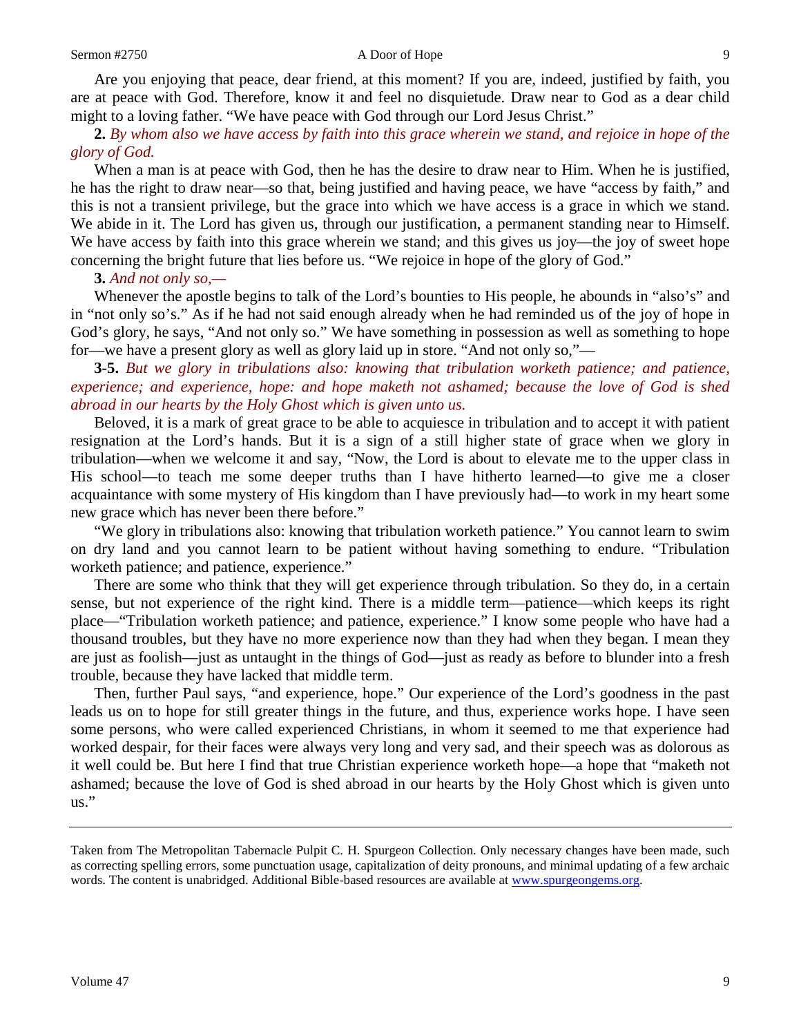Are you enjoying that peace, dear friend, at this moment? If you are, indeed, justified by faith, you are at peace with God. Therefore, know it and feel no disquietude. Draw near to God as a dear child might to a loving father. "We have peace with God through our Lord Jesus Christ."

**2.** *By whom also we have access by faith into this grace wherein we stand, and rejoice in hope of the glory of God.*

When a man is at peace with God, then he has the desire to draw near to Him. When he is justified, he has the right to draw near—so that, being justified and having peace, we have "access by faith," and this is not a transient privilege, but the grace into which we have access is a grace in which we stand. We abide in it. The Lord has given us, through our justification, a permanent standing near to Himself. We have access by faith into this grace wherein we stand; and this gives us joy—the joy of sweet hope concerning the bright future that lies before us. "We rejoice in hope of the glory of God."

**3.** *And not only so,—*

Whenever the apostle begins to talk of the Lord's bounties to His people, he abounds in "also's" and in "not only so's." As if he had not said enough already when he had reminded us of the joy of hope in God's glory, he says, "And not only so." We have something in possession as well as something to hope for—we have a present glory as well as glory laid up in store. "And not only so,"—

**3-5.** *But we glory in tribulations also: knowing that tribulation worketh patience; and patience, experience; and experience, hope: and hope maketh not ashamed; because the love of God is shed abroad in our hearts by the Holy Ghost which is given unto us.*

Beloved, it is a mark of great grace to be able to acquiesce in tribulation and to accept it with patient resignation at the Lord's hands. But it is a sign of a still higher state of grace when we glory in tribulation—when we welcome it and say, "Now, the Lord is about to elevate me to the upper class in His school—to teach me some deeper truths than I have hitherto learned—to give me a closer acquaintance with some mystery of His kingdom than I have previously had—to work in my heart some new grace which has never been there before."

"We glory in tribulations also: knowing that tribulation worketh patience." You cannot learn to swim on dry land and you cannot learn to be patient without having something to endure. "Tribulation worketh patience; and patience, experience."

There are some who think that they will get experience through tribulation. So they do, in a certain sense, but not experience of the right kind. There is a middle term—patience—which keeps its right place—"Tribulation worketh patience; and patience, experience." I know some people who have had a thousand troubles, but they have no more experience now than they had when they began. I mean they are just as foolish—just as untaught in the things of God—just as ready as before to blunder into a fresh trouble, because they have lacked that middle term.

Then, further Paul says, "and experience, hope." Our experience of the Lord's goodness in the past leads us on to hope for still greater things in the future, and thus, experience works hope. I have seen some persons, who were called experienced Christians, in whom it seemed to me that experience had worked despair, for their faces were always very long and very sad, and their speech was as dolorous as it well could be. But here I find that true Christian experience worketh hope—a hope that "maketh not ashamed; because the love of God is shed abroad in our hearts by the Holy Ghost which is given unto us."

---

Taken from The Metropolitan Tabernacle Pulpit C. H. Spurgeon Collection. Only necessary changes have been made, such as correcting spelling errors, some punctuation usage, capitalization of deity pronouns, and minimal updating of a few archaic words. The content is unabridged. Additional Bible-based resources are available at www.spurgeongems.org.